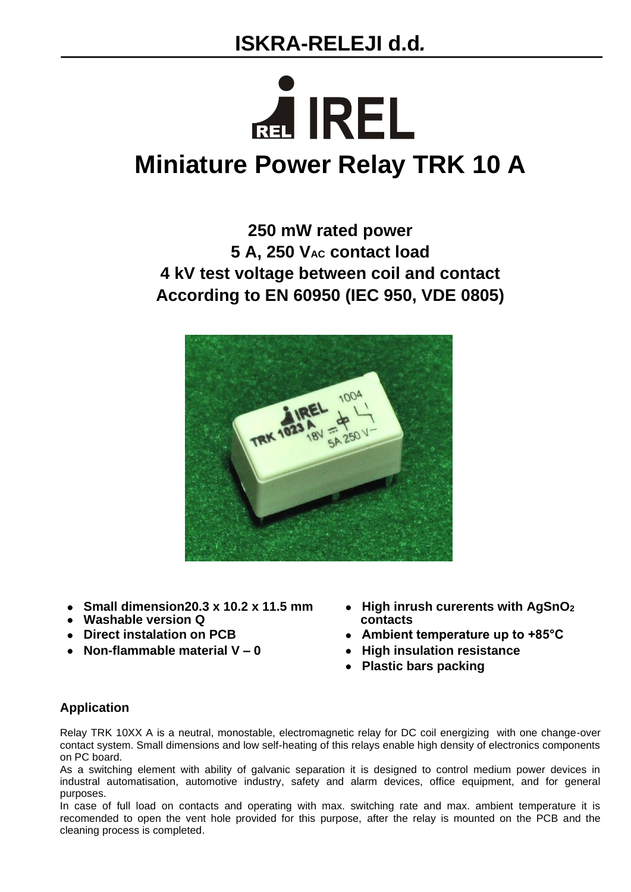# ISKRA-RELEJI d.d.

# Miniature Power Relay TRK 10 A

**250 mW rated power**
**5 A, 250 $V_{AC}$ contact load**
**4 kV test voltage between coil and contact**
**According to EN 60950 (IEC 950, VDE 0805)**

- **Small dimension20.3 x 10.2 x 11.5 mm**
- **Washable version Q**
- **Direct instalation on PCB**
- **Non-flammable material V – 0**
- **High inrush curerents with $AgSnO_2$ contacts**
- **Ambient temperature up to +85°C**
- **High insulation resistance**
- **Plastic bars packing**

## Application

Relay TRK 10XX A is a neutral, monostable, electromagnetic relay for DC coil energizing with one change-over contact system. Small dimensions and low self-heating of this relays enable high density of electronics components on PC board.

As a switching element with ability of galvanic separation it is designed to control medium power devices in industral automatisation, automotive industry, safety and alarm devices, office equipment, and for general purposes.

In case of full load on contacts and operating with max. switching rate and max. ambient temperature it is recomended to open the vent hole provided for this purpose, after the relay is mounted on the PCB and the cleaning process is completed.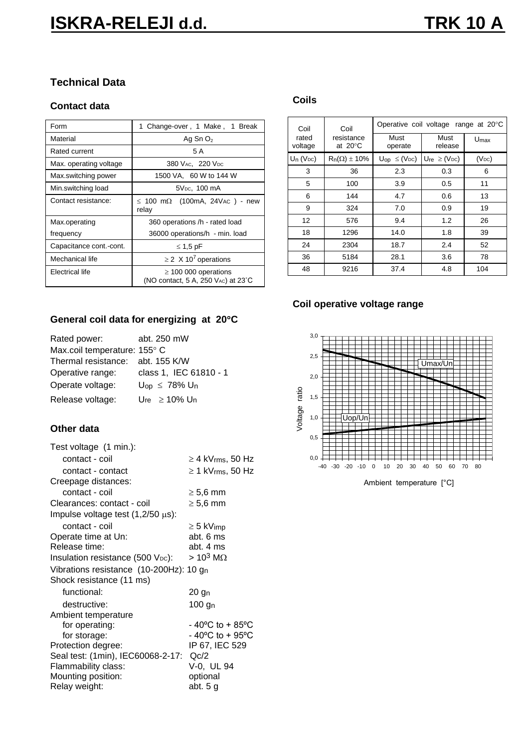# ISKRA-RELEJI d.d. TRK 10 A

## Technical Data

### Contact data

| Form | 1 Change-over , 1 Make , 1 Break |
|---|---|
| Material | $Ag\ Sn\ O_2$ |
| Rated current | 5 A |
| Max. operating voltage | 380 $V_{AC}$, 220 $V_{DC}$ |
| Max.switching power | 1500 VA, 60 W to 144 W |
| Min.switching load | 5$V_{DC}$, 100 mA |
| Contact resistance: | ≤ 100 mΩ (100mA, 24$V_{AC}$ ) - new relay |
| Max.operating frequency | 360 operations /h - rated load<br>36000 operations/h - min. load |
| Capacitance cont.-cont. | ≤ 1,5 pF |
| Mechanical life | ≥ 2 X $10^7$ operations |
| Electrical life | ≥ 100 000 operations (NO contact, 5 A, 250 $V_{AC}$) at 23˚C |

### Coils

| Coil rated voltage | Coil resistance at 20°C | Operative coil voltage range at 20°C | | |
|---|---|---|---|---|
| | | Must operate | Must release | $U_{max}$ |
| $U_n$ ($V_{DC}$) | $R_n$(Ω) ± 10% | $U_{op}$ ≤ ($V_{DC}$) | $U_{re}$ ≥ ($V_{DC}$) | ($V_{DC}$) |
| 3 | 36 | 2.3 | 0.3 | 6 |
| 5 | 100 | 3.9 | 0.5 | 11 |
| 6 | 144 | 4.7 | 0.6 | 13 |
| 9 | 324 | 7.0 | 0.9 | 19 |
| 12 | 576 | 9.4 | 1.2 | 26 |
| 18 | 1296 | 14.0 | 1.8 | 39 |
| 24 | 2304 | 18.7 | 2.4 | 52 |
| 36 | 5184 | 28.1 | 3.6 | 78 |
| 48 | 9216 | 37.4 | 4.8 | 104 |

### Coil operative voltage range

(Chart: Voltage ratio vs. Ambient temperature [°C], curves Umax/Un and Uop/Un; axes: 0,0–3,0; -40 to 80)

### General coil data for energizing at 20°C

Rated power: abt. 250 mW
Max.coil temperature: 155° C
Thermal resistance: abt. 155 K/W
Operative range: class 1, IEC 61810 - 1
Operate voltage: $U_{op}$ ≤ 78% $U_n$
Release voltage: $U_{re}$ ≥ 10% $U_n$

### Other data

Test voltage (1 min.):
- contact - coil: ≥ 4 $kV_{rms}$, 50 Hz
- contact - contact: ≥ 1 $kV_{rms}$, 50 Hz

Creepage distances:
- contact - coil: ≥ 5,6 mm

Clearances: contact - coil: ≥ 5,6 mm

Impulse voltage test (1,2/50 μs):
- contact - coil: ≥ 5 $kV_{imp}$

Operate time at Un: abt. 6 ms
Release time: abt. 4 ms
Insulation resistance (500 $V_{DC}$): > $10^3$ MΩ
Vibrations resistance (10-200Hz): 10 $g_n$
Shock resistance (11 ms)
- functional: 20 $g_n$
- destructive: 100 $g_n$

Ambient temperature
- for operating: - 40ºC to + 85ºC
- for storage: - 40ºC to + 95ºC

Protection degree: IP 67, IEC 529
Seal test: (1min), IEC60068-2-17: Qc/2
Flammability class: V-0, UL 94
Mounting position: optional
Relay weight: abt. 5 g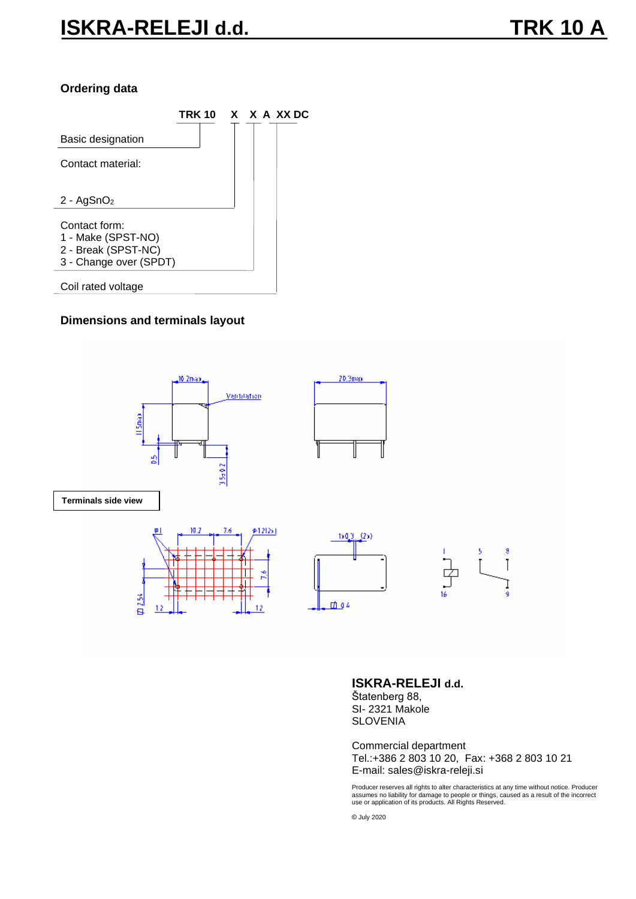## Ordering data

**TRK 10 X X A XX DC**

Basic designation

Contact material:

2 - $AgSnO_2$

Contact form:
1 - Make (SPST-NO)
2 - Break (SPST-NC)
3 - Change over (SPDT)

Coil rated voltage

## Dimensions and terminals layout

10.2max

Ventilation

20.3max

11.5max

0.5

3.5±0.2

**Terminals side view**

φ1

10.2

7.6

φ1.2(2x)

1x0.3 (2x)

7.6

2.54

1.2

1.2

0.4

1

5

8

16

9

**ISKRA-RELEJI d.d.**
Štatenberg 88,
SI- 2321 Makole
SLOVENIA

Commercial department
Tel.:+386 2 803 10 20, Fax: +368 2 803 10 21
E-mail: sales@iskra-releji.si

Producer reserves all rights to alter characteristics at any time without notice. Producer assumes no liability for damage to people or things, caused as a result of the incorrect use or application of its products. All Rights Reserved.

© July 2020